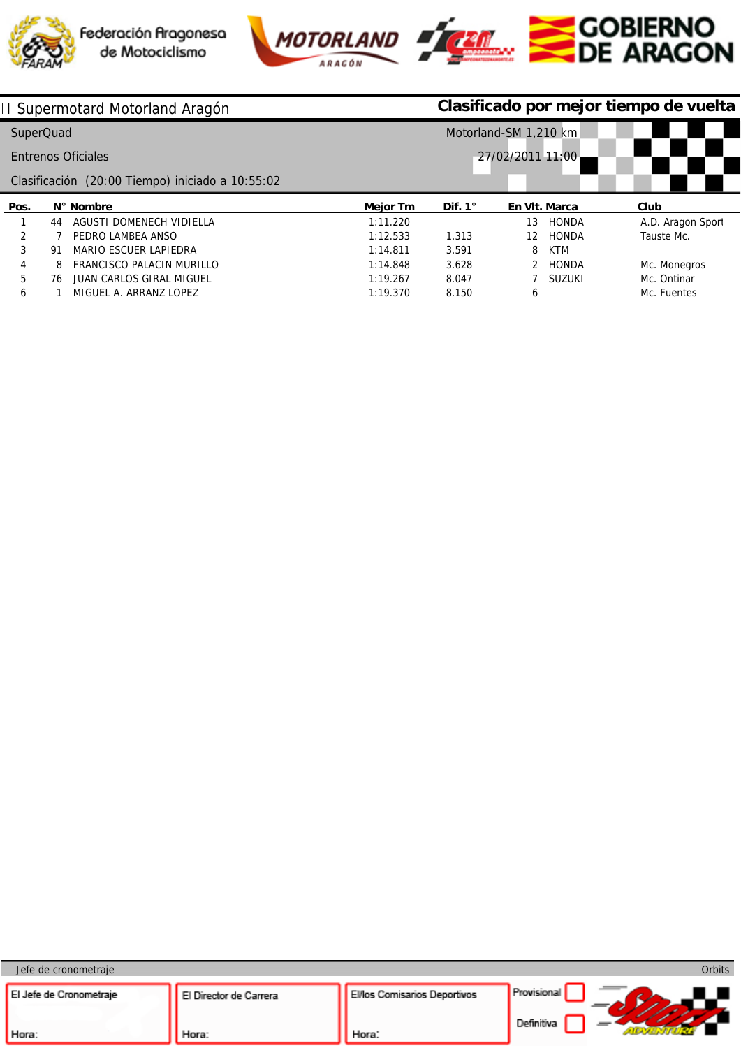Federación Aragonesa de Motociclismo

# II Supermotard Motorland Aragón

**Clasificado por mejor tiempo de vuelta**

SuperQuad

Entrenos Oficiales

Clasificación (20:00 Tiempo) iniciado a 10:55:02

Motorland-SM 1,210 km

27/02/2011 11:00

| Pos. | N° | Nombre | Mejor Tm | Dif. 1° | En Vlt. | Marca | Club |
|---|---|---|---|---|---|---|---|
| 1 | 44 | AGUSTI DOMENECH VIDIELLA | 1:11.220 | | 13 | HONDA | A.D. Aragon Sport |
| 2 | 7 | PEDRO LAMBEA ANSO | 1:12.533 | 1.313 | 12 | HONDA | Tauste Mc. |
| 3 | 91 | MARIO ESCUER LAPIEDRA | 1:14.811 | 3.591 | 8 | KTM | |
| 4 | 8 | FRANCISCO PALACIN MURILLO | 1:14.848 | 3.628 | 2 | HONDA | Mc. Monegros |
| 5 | 76 | JUAN CARLOS GIRAL MIGUEL | 1:19.267 | 8.047 | 7 | SUZUKI | Mc. Ontinar |
| 6 | 1 | MIGUEL A. ARRANZ LOPEZ | 1:19.370 | 8.150 | 6 | | Mc. Fuentes |

Jefe de cronometraje

Orbits

El Jefe de Cronometraje

Hora:

El Director de Carrera

Hora:

El/los Comisarios Deportivos

Hora:

Provisional

Definitiva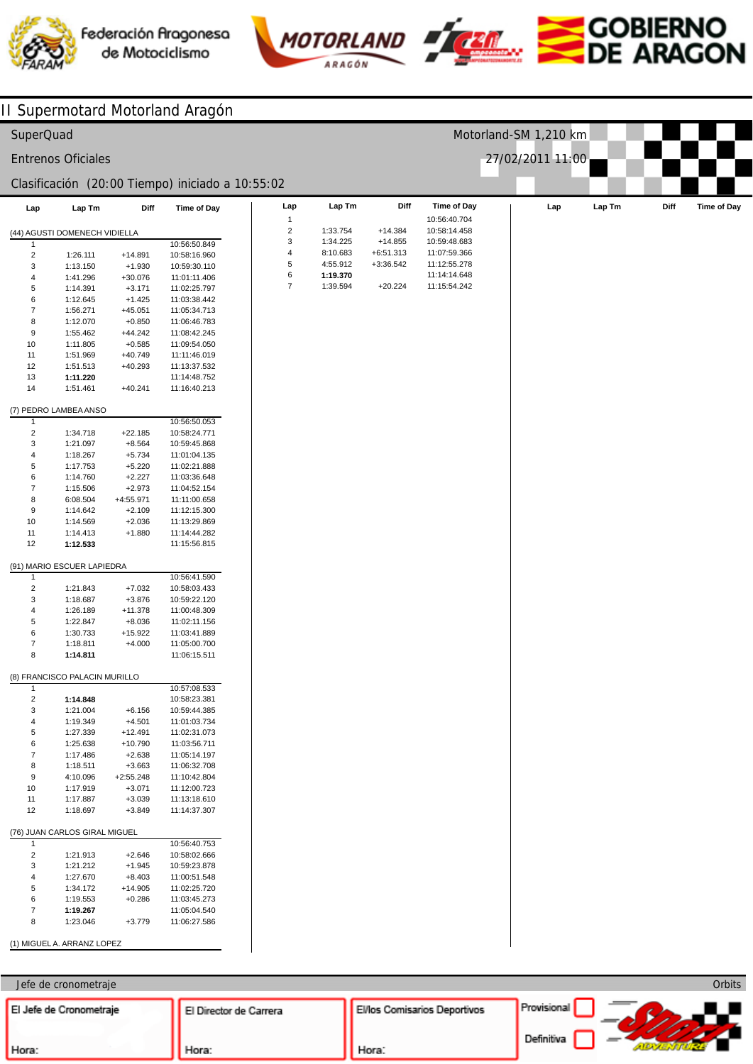# II Supermotard Motorland Aragón

SuperQuad — Motorland-SM 1,210 km

Entrenos Oficiales — 27/02/2011 11:00

Clasificación (20:00 Tiempo) iniciado a 10:55:02

| Lap | Lap Tm | Diff | Time of Day |
|---|---|---|---|
| **(44) AGUSTI DOMENECH VIDIELLA** | | | |
| 1 | | | 10:56:50.849 |
| 2 | 1:26.111 | +14.891 | 10:58:16.960 |
| 3 | 1:13.150 | +1.930 | 10:59:30.110 |
| 4 | 1:41.296 | +30.076 | 11:01:11.406 |
| 5 | 1:14.391 | +3.171 | 11:02:25.797 |
| 6 | 1:12.645 | +1.425 | 11:03:38.442 |
| 7 | 1:56.271 | +45.051 | 11:05:34.713 |
| 8 | 1:12.070 | +0.850 | 11:06:46.783 |
| 9 | 1:55.462 | +44.242 | 11:08:42.245 |
| 10 | 1:11.805 | +0.585 | 11:09:54.050 |
| 11 | 1:51.969 | +40.749 | 11:11:46.019 |
| 12 | 1:51.513 | +40.293 | 11:13:37.532 |
| 13 | **1:11.220** | | 11:14:48.752 |
| 14 | 1:51.461 | +40.241 | 11:16:40.213 |
| **(7) PEDRO LAMBEA ANSO** | | | |
| 1 | | | 10:56:50.053 |
| 2 | 1:34.718 | +22.185 | 10:58:24.771 |
| 3 | 1:21.097 | +8.564 | 10:59:45.868 |
| 4 | 1:18.267 | +5.734 | 11:01:04.135 |
| 5 | 1:17.753 | +5.220 | 11:02:21.888 |
| 6 | 1:14.760 | +2.227 | 11:03:36.648 |
| 7 | 1:15.506 | +2.973 | 11:04:52.154 |
| 8 | 6:08.504 | +4:55.971 | 11:11:00.658 |
| 9 | 1:14.642 | +2.109 | 11:12:15.300 |
| 10 | 1:14.569 | +2.036 | 11:13:29.869 |
| 11 | 1:14.413 | +1.880 | 11:14:44.282 |
| 12 | **1:12.533** | | 11:15:56.815 |
| **(91) MARIO ESCUER LAPIEDRA** | | | |
| 1 | | | 10:56:41.590 |
| 2 | 1:21.843 | +7.032 | 10:58:03.433 |
| 3 | 1:18.687 | +3.876 | 10:59:22.120 |
| 4 | 1:26.189 | +11.378 | 11:00:48.309 |
| 5 | 1:22.847 | +8.036 | 11:02:11.156 |
| 6 | 1:30.733 | +15.922 | 11:03:41.889 |
| 7 | 1:18.811 | +4.000 | 11:05:00.700 |
| 8 | **1:14.811** | | 11:06:15.511 |
| **(8) FRANCISCO PALACIN MURILLO** | | | |
| 1 | | | 10:57:08.533 |
| 2 | **1:14.848** | | 10:58:23.381 |
| 3 | 1:21.004 | +6.156 | 10:59:44.385 |
| 4 | 1:19.349 | +4.501 | 11:01:03.734 |
| 5 | 1:27.339 | +12.491 | 11:02:31.073 |
| 6 | 1:25.638 | +10.790 | 11:03:56.711 |
| 7 | 1:17.486 | +2.638 | 11:05:14.197 |
| 8 | 1:18.511 | +3.663 | 11:06:32.708 |
| 9 | 4:10.096 | +2:55.248 | 11:10:42.804 |
| 10 | 1:17.919 | +3.071 | 11:12:00.723 |
| 11 | 1:17.887 | +3.039 | 11:13:18.610 |
| 12 | 1:18.697 | +3.849 | 11:14:37.307 |
| **(76) JUAN CARLOS GIRAL MIGUEL** | | | |
| 1 | | | 10:56:40.753 |
| 2 | 1:21.913 | +2.646 | 10:58:02.666 |
| 3 | 1:21.212 | +1.945 | 10:59:23.878 |
| 4 | 1:27.670 | +8.403 | 11:00:51.548 |
| 5 | 1:34.172 | +14.905 | 11:02:25.720 |
| 6 | 1:19.553 | +0.286 | 11:03:45.273 |
| 7 | **1:19.267** | | 11:05:04.540 |
| 8 | 1:23.046 | +3.779 | 11:06:27.586 |
| **(1) MIGUEL A. ARRANZ LOPEZ** | | | |
| 1 | | | 10:56:40.704 |
| 2 | 1:33.754 | +14.384 | 10:58:14.458 |
| 3 | 1:34.225 | +14.855 | 10:59:48.683 |
| 4 | 8:10.683 | +6:51.313 | 11:07:59.366 |
| 5 | 4:55.912 | +3:36.542 | 11:12:55.278 |
| 6 | **1:19.370** | | 11:14:14.648 |
| 7 | 1:39.594 | +20.224 | 11:15:54.242 |

Jefe de cronometraje — Orbits

| El Jefe de Cronometraje | El Director de Carrera | El/los Comisarios Deportivos | Provisional / Definitiva |
|---|---|---|---|
| Hora: | Hora: | Hora: | |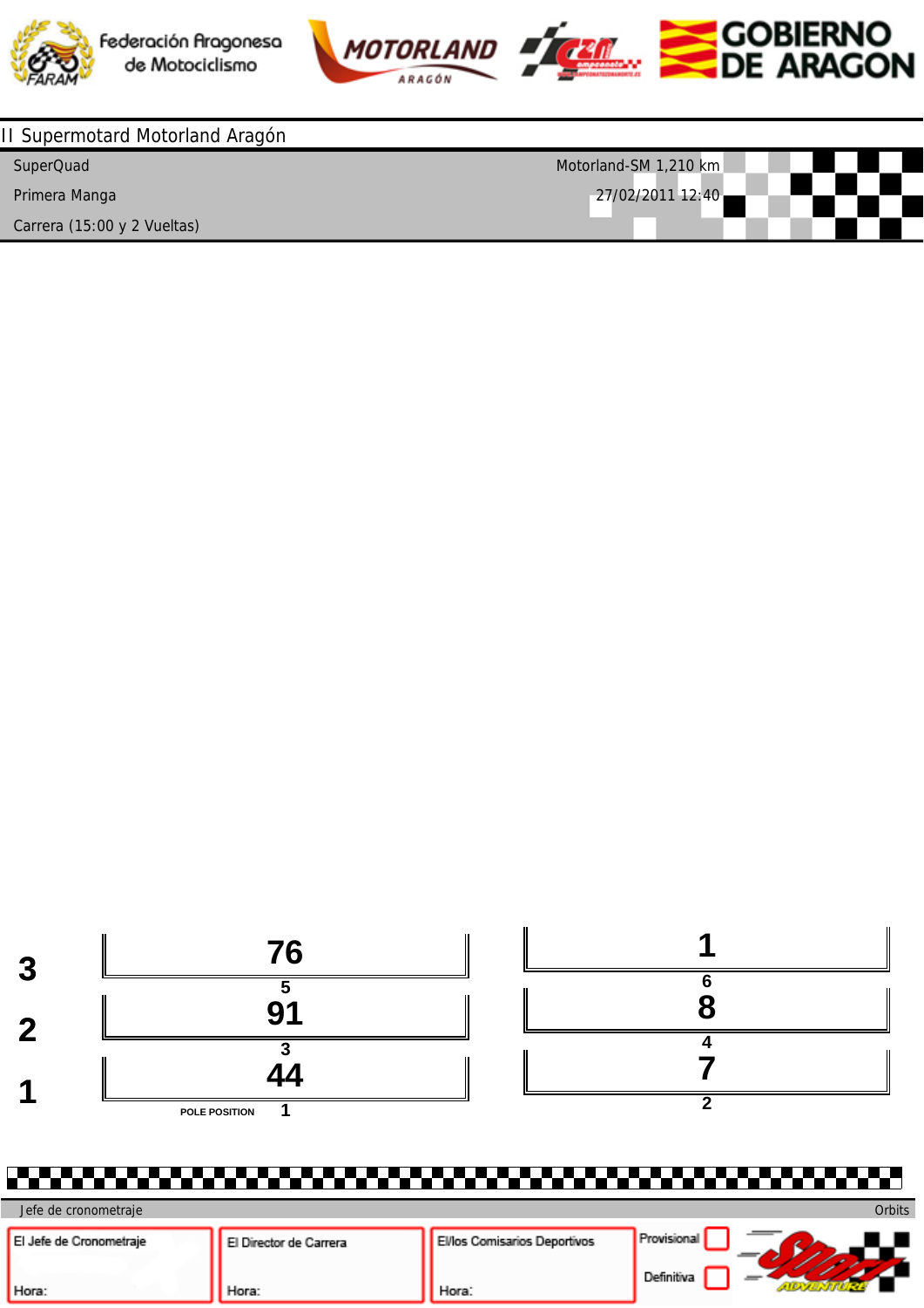II Supermotard Motorland Aragón

SuperQuad — Motorland-SM 1,210 km

Primera Manga — 27/02/2011 12:40

Carrera (15:00 y 2 Vueltas)

| Fila | Posición | Dorsal | Posición | Dorsal |
|---|---|---|---|---|
| 3 | 5 | 76 | 6 | 1 |
| 2 | 3 | 91 | 4 | 8 |
| 1 | POLE POSITION 1 | 44 | 2 | 7 |

Jefe de cronometraje — Orbits

| El Jefe de Cronometraje | El Director de Carrera | El/los Comisarios Deportivos | Provisional |
|---|---|---|---|
| Hora: | Hora: | Hora: | Definitiva |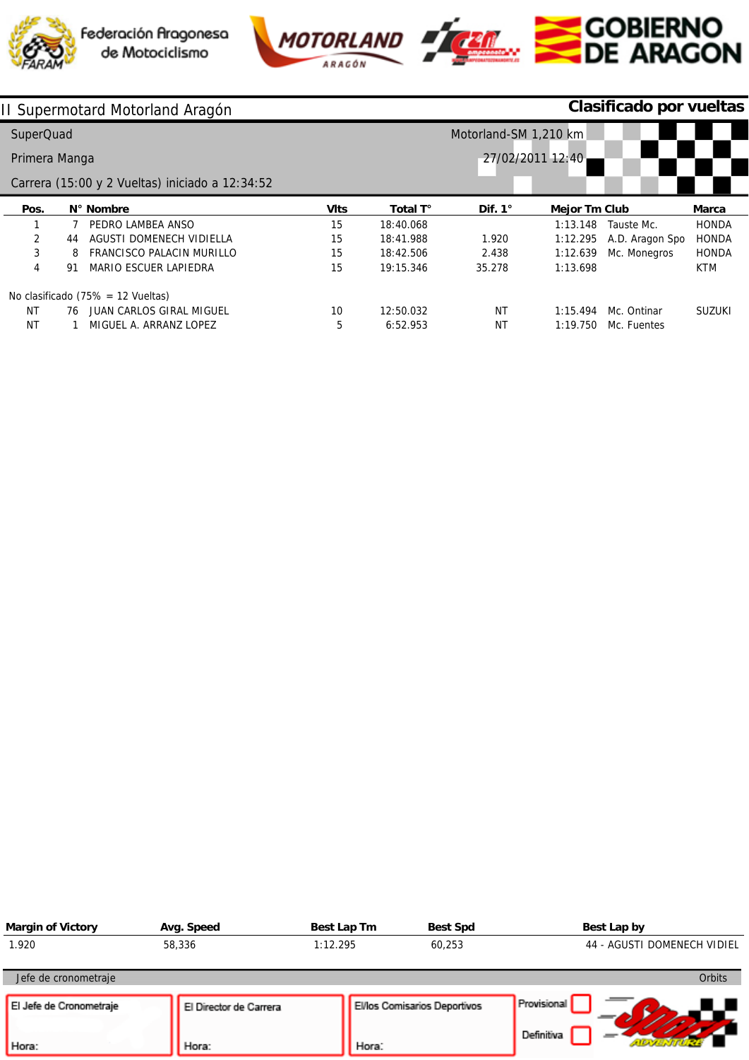Federación Aragonesa de Motociclismo — MOTORLAND ARAGÓN — GOBIERNO DE ARAGON

# II Supermotard Motorland Aragón

**Clasificado por vueltas**

SuperQuad — Motorland-SM 1,210 km

Primera Manga — 27/02/2011 12:40

Carrera (15:00 y 2 Vueltas) iniciado a 12:34:52

| Pos. | N° | Nombre | Vlts | Total T° | Dif. 1° | Mejor Tm | Club | Marca |
|---|---|---|---|---|---|---|---|---|
| 1 | 7 | PEDRO LAMBEA ANSO | 15 | 18:40.068 | | 1:13.148 | Tauste Mc. | HONDA |
| 2 | 44 | AGUSTI DOMENECH VIDIELLA | 15 | 18:41.988 | 1.920 | 1:12.295 | A.D. Aragon Spo | HONDA |
| 3 | 8 | FRANCISCO PALACIN MURILLO | 15 | 18:42.506 | 2.438 | 1:12.639 | Mc. Monegros | HONDA |
| 4 | 91 | MARIO ESCUER LAPIEDRA | 15 | 19:15.346 | 35.278 | 1:13.698 | | KTM |

No clasificado (75% = 12 Vueltas)

| Pos. | N° | Nombre | Vlts | Total T° | Dif. 1° | Mejor Tm | Club | Marca |
|---|---|---|---|---|---|---|---|---|
| NT | 76 | JUAN CARLOS GIRAL MIGUEL | 10 | 12:50.032 | NT | 1:15.494 | Mc. Ontinar | SUZUKI |
| NT | 1 | MIGUEL A. ARRANZ LOPEZ | 5 | 6:52.953 | NT | 1:19.750 | Mc. Fuentes | |

| Margin of Victory | Avg. Speed | Best Lap Tm | Best Spd | Best Lap by |
|---|---|---|---|---|
| 1.920 | 58,336 | 1:12.295 | 60,253 | 44 - AGUSTI DOMENECH VIDIEL |

Jefe de cronometraje — Orbits

| El Jefe de Cronometraje | El Director de Carrera | El/los Comisarios Deportivos | Provisional / Definitiva |
|---|---|---|---|
| Hora: | Hora: | Hora: | |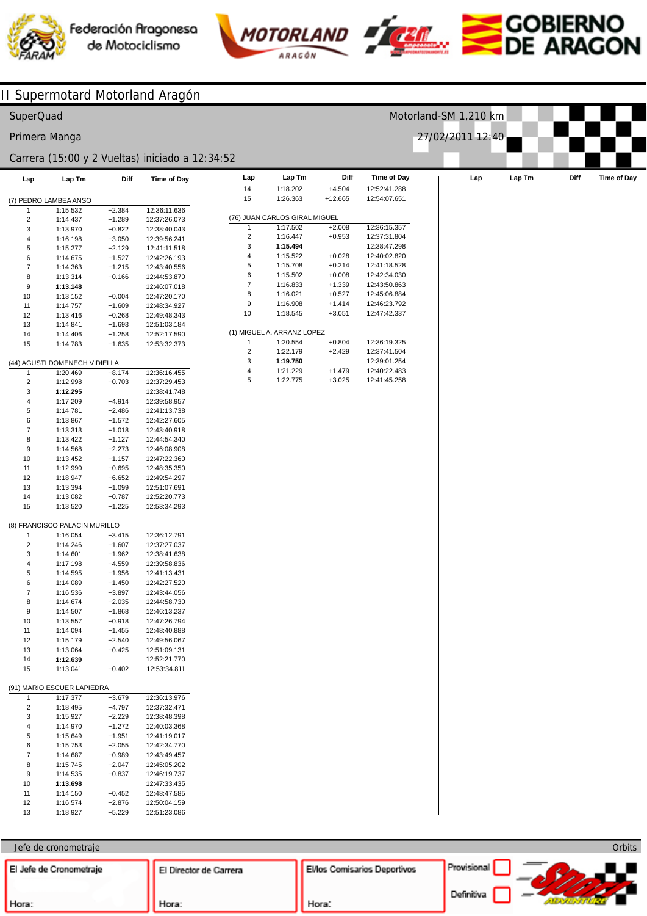# II Supermotard Motorland Aragón

SuperQuad — Motorland-SM 1,210 km

Primera Manga — 27/02/2011 12:40

Carrera (15:00 y 2 Vueltas) iniciado a 12:34:52

(7) PEDRO LAMBEA ANSO

| Lap | Lap Tm | Diff | Time of Day |
|---|---|---|---|
| 1 | 1:15.532 | +2.384 | 12:36:11.636 |
| 2 | 1:14.437 | +1.289 | 12:37:26.073 |
| 3 | 1:13.970 | +0.822 | 12:38:40.043 |
| 4 | 1:16.198 | +3.050 | 12:39:56.241 |
| 5 | 1:15.277 | +2.129 | 12:41:11.518 |
| 6 | 1:14.675 | +1.527 | 12:42:26.193 |
| 7 | 1:14.363 | +1.215 | 12:43:40.556 |
| 8 | 1:13.314 | +0.166 | 12:44:53.870 |
| 9 | **1:13.148** | | 12:46:07.018 |
| 10 | 1:13.152 | +0.004 | 12:47:20.170 |
| 11 | 1:14.757 | +1.609 | 12:48:34.927 |
| 12 | 1:13.416 | +0.268 | 12:49:48.343 |
| 13 | 1:14.841 | +1.693 | 12:51:03.184 |
| 14 | 1:14.406 | +1.258 | 12:52:17.590 |
| 15 | 1:14.783 | +1.635 | 12:53:32.373 |

(44) AGUSTI DOMENECH VIDIELLA

| Lap | Lap Tm | Diff | Time of Day |
|---|---|---|---|
| 1 | 1:20.469 | +8.174 | 12:36:16.455 |
| 2 | 1:12.998 | +0.703 | 12:37:29.453 |
| 3 | **1:12.295** | | 12:38:41.748 |
| 4 | 1:17.209 | +4.914 | 12:39:58.957 |
| 5 | 1:14.781 | +2.486 | 12:41:13.738 |
| 6 | 1:13.867 | +1.572 | 12:42:27.605 |
| 7 | 1:13.313 | +1.018 | 12:43:40.918 |
| 8 | 1:13.422 | +1.127 | 12:44:54.340 |
| 9 | 1:14.568 | +2.273 | 12:46:08.908 |
| 10 | 1:13.452 | +1.157 | 12:47:22.360 |
| 11 | 1:12.990 | +0.695 | 12:48:35.350 |
| 12 | 1:18.947 | +6.652 | 12:49:54.297 |
| 13 | 1:13.394 | +1.099 | 12:51:07.691 |
| 14 | 1:13.082 | +0.787 | 12:52:20.773 |
| 15 | 1:13.520 | +1.225 | 12:53:34.293 |

(8) FRANCISCO PALACIN MURILLO

| Lap | Lap Tm | Diff | Time of Day |
|---|---|---|---|
| 1 | 1:16.054 | +3.415 | 12:36:12.791 |
| 2 | 1:14.246 | +1.607 | 12:37:27.037 |
| 3 | 1:14.601 | +1.962 | 12:38:41.638 |
| 4 | 1:17.198 | +4.559 | 12:39:58.836 |
| 5 | 1:14.595 | +1.956 | 12:41:13.431 |
| 6 | 1:14.089 | +1.450 | 12:42:27.520 |
| 7 | 1:16.536 | +3.897 | 12:43:44.056 |
| 8 | 1:14.674 | +2.035 | 12:44:58.730 |
| 9 | 1:14.507 | +1.868 | 12:46:13.237 |
| 10 | 1:13.557 | +0.918 | 12:47:26.794 |
| 11 | 1:14.094 | +1.455 | 12:48:40.888 |
| 12 | 1:15.179 | +2.540 | 12:49:56.067 |
| 13 | 1:13.064 | +0.425 | 12:51:09.131 |
| 14 | **1:12.639** | | 12:52:21.770 |
| 15 | 1:13.041 | +0.402 | 12:53:34.811 |

(91) MARIO ESCUER LAPIEDRA

| Lap | Lap Tm | Diff | Time of Day |
|---|---|---|---|
| 1 | 1:17.377 | +3.679 | 12:36:13.976 |
| 2 | 1:18.495 | +4.797 | 12:37:32.471 |
| 3 | 1:15.927 | +2.229 | 12:38:48.398 |
| 4 | 1:14.970 | +1.272 | 12:40:03.368 |
| 5 | 1:15.649 | +1.951 | 12:41:19.017 |
| 6 | 1:15.753 | +2.055 | 12:42:34.770 |
| 7 | 1:14.687 | +0.989 | 12:43:49.457 |
| 8 | 1:15.745 | +2.047 | 12:45:05.202 |
| 9 | 1:14.535 | +0.837 | 12:46:19.737 |
| 10 | **1:13.698** | | 12:47:33.435 |
| 11 | 1:14.150 | +0.452 | 12:48:47.585 |
| 12 | 1:16.574 | +2.876 | 12:50:04.159 |
| 13 | 1:18.927 | +5.229 | 12:51:23.086 |
| 14 | 1:18.202 | +4.504 | 12:52:41.288 |
| 15 | 1:26.363 | +12.665 | 12:54:07.651 |

(76) JUAN CARLOS GIRAL MIGUEL

| Lap | Lap Tm | Diff | Time of Day |
|---|---|---|---|
| 1 | 1:17.502 | +2.008 | 12:36:15.357 |
| 2 | 1:16.447 | +0.953 | 12:37:31.804 |
| 3 | **1:15.494** | | 12:38:47.298 |
| 4 | 1:15.522 | +0.028 | 12:40:02.820 |
| 5 | 1:15.708 | +0.214 | 12:41:18.528 |
| 6 | 1:15.502 | +0.008 | 12:42:34.030 |
| 7 | 1:16.833 | +1.339 | 12:43:50.863 |
| 8 | 1:16.021 | +0.527 | 12:45:06.884 |
| 9 | 1:16.908 | +1.414 | 12:46:23.792 |
| 10 | 1:18.545 | +3.051 | 12:47:42.337 |

(1) MIGUEL A. ARRANZ LOPEZ

| Lap | Lap Tm | Diff | Time of Day |
|---|---|---|---|
| 1 | 1:20.554 | +0.804 | 12:36:19.325 |
| 2 | 1:22.179 | +2.429 | 12:37:41.504 |
| 3 | **1:19.750** | | 12:39:01.254 |
| 4 | 1:21.229 | +1.479 | 12:40:22.483 |
| 5 | 1:22.775 | +3.025 | 12:41:45.258 |

Jefe de cronometraje — Orbits

| El Jefe de Cronometraje | El Director de Carrera | El/los Comisarios Deportivos | Provisional / Definitiva |
|---|---|---|---|
| Hora: | Hora: | Hora: | |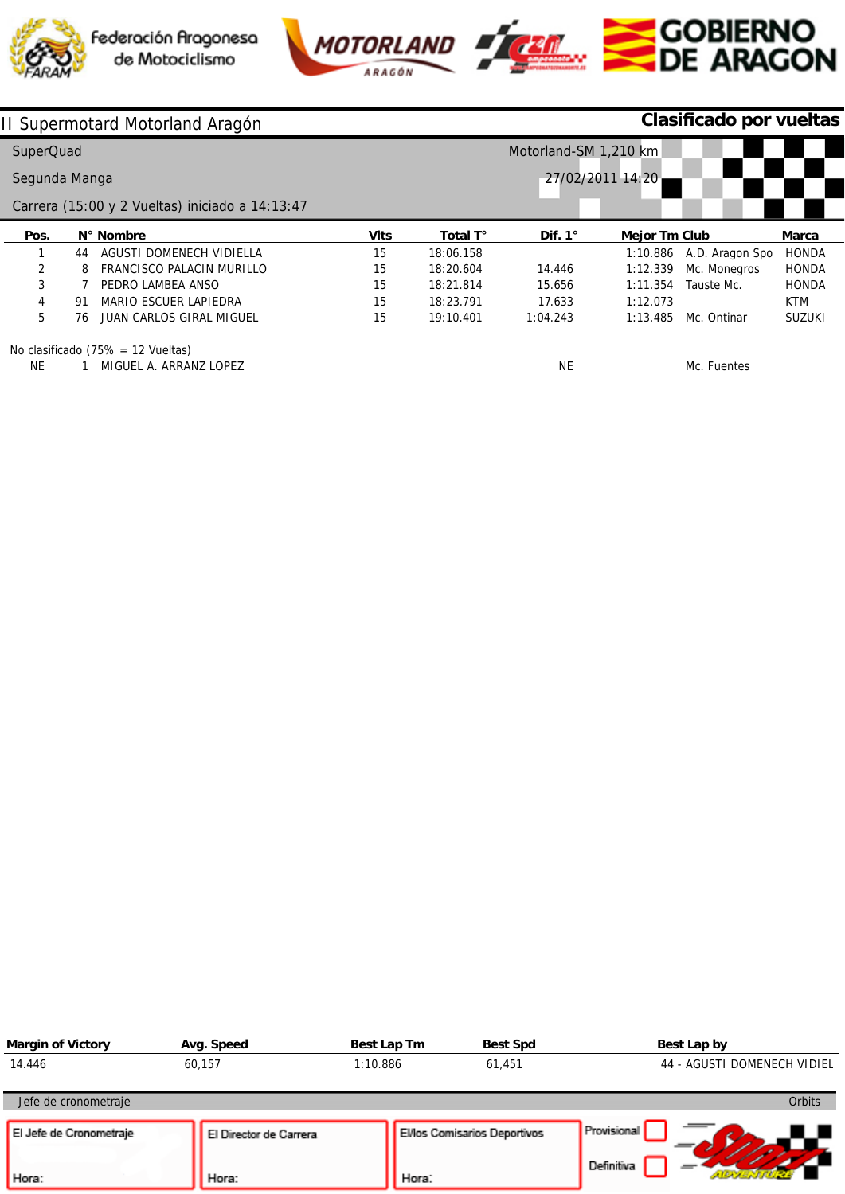Federación Aragonesa de Motociclismo — MOTORLAND ARAGÓN — GOBIERNO DE ARAGON

# II Supermotard Motorland Aragón

**Clasificado por vueltas**

SuperQuad

Segunda Manga

Carrera (15:00 y 2 Vueltas) iniciado a 14:13:47

Motorland-SM 1,210 km

27/02/2011 14:20

| Pos. | N° | Nombre | Vlts | Total T° | Dif. 1° | Mejor Tm | Club | Marca |
|---|---|---|---|---|---|---|---|---|
| 1 | 44 | AGUSTI DOMENECH VIDIELLA | 15 | 18:06.158 | | 1:10.886 | A.D. Aragon Spo | HONDA |
| 2 | 8 | FRANCISCO PALACIN MURILLO | 15 | 18:20.604 | 14.446 | 1:12.339 | Mc. Monegros | HONDA |
| 3 | 7 | PEDRO LAMBEA ANSO | 15 | 18:21.814 | 15.656 | 1:11.354 | Tauste Mc. | HONDA |
| 4 | 91 | MARIO ESCUER LAPIEDRA | 15 | 18:23.791 | 17.633 | 1:12.073 | | KTM |
| 5 | 76 | JUAN CARLOS GIRAL MIGUEL | 15 | 19:10.401 | 1:04.243 | 1:13.485 | Mc. Ontinar | SUZUKI |

No clasificado (75% = 12 Vueltas)

| Pos. | N° | Nombre | Vlts | Total T° | Dif. 1° | Mejor Tm | Club | Marca |
|---|---|---|---|---|---|---|---|---|
| NE | 1 | MIGUEL A. ARRANZ LOPEZ | | | NE | | Mc. Fuentes | |

| Margin of Victory | Avg. Speed | Best Lap Tm | Best Spd | Best Lap by |
|---|---|---|---|---|
| 14.446 | 60,157 | 1:10.886 | 61,451 | 44 - AGUSTI DOMENECH VIDIEL |

Jefe de cronometraje — Orbits

| El Jefe de Cronometraje | El Director de Carrera | El/los Comisarios Deportivos | Provisional ☐ Definitiva ☐ |
|---|---|---|---|
| Hora: | Hora: | Hora: | |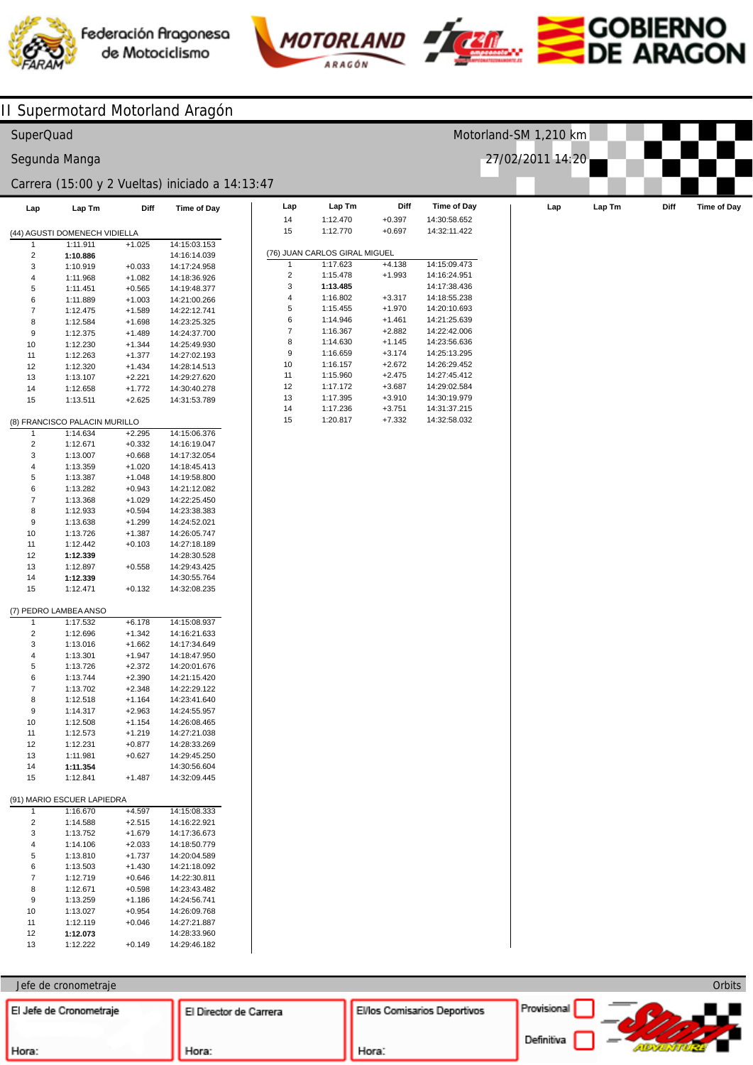Federación Aragonesa de Motociclismo · MOTORLAND ARAGÓN · GOBIERNO DE ARAGON

# II Supermotard Motorland Aragón

SuperQuad — Motorland-SM 1,210 km

Segunda Manga — 27/02/2011 14:20

Carrera (15:00 y 2 Vueltas) iniciado a 14:13:47

### (44) AGUSTI DOMENECH VIDIELLA

| Lap | Lap Tm | Diff | Time of Day |
|---|---|---|---|
| 1 | 1:11.911 | +1.025 | 14:15:03.153 |
| 2 | **1:10.886** | | 14:16:14.039 |
| 3 | 1:10.919 | +0.033 | 14:17:24.958 |
| 4 | 1:11.968 | +1.082 | 14:18:36.926 |
| 5 | 1:11.451 | +0.565 | 14:19:48.377 |
| 6 | 1:11.889 | +1.003 | 14:21:00.266 |
| 7 | 1:12.475 | +1.589 | 14:22:12.741 |
| 8 | 1:12.584 | +1.698 | 14:23:25.325 |
| 9 | 1:12.375 | +1.489 | 14:24:37.700 |
| 10 | 1:12.230 | +1.344 | 14:25:49.930 |
| 11 | 1:12.263 | +1.377 | 14:27:02.193 |
| 12 | 1:12.320 | +1.434 | 14:28:14.513 |
| 13 | 1:13.107 | +2.221 | 14:29:27.620 |
| 14 | 1:12.658 | +1.772 | 14:30:40.278 |
| 15 | 1:13.511 | +2.625 | 14:31:53.789 |

### (8) FRANCISCO PALACIN MURILLO

| Lap | Lap Tm | Diff | Time of Day |
|---|---|---|---|
| 1 | 1:14.634 | +2.295 | 14:15:06.376 |
| 2 | 1:12.671 | +0.332 | 14:16:19.047 |
| 3 | 1:13.007 | +0.668 | 14:17:32.054 |
| 4 | 1:13.359 | +1.020 | 14:18:45.413 |
| 5 | 1:13.387 | +1.048 | 14:19:58.800 |
| 6 | 1:13.282 | +0.943 | 14:21:12.082 |
| 7 | 1:13.368 | +1.029 | 14:22:25.450 |
| 8 | 1:12.933 | +0.594 | 14:23:38.383 |
| 9 | 1:13.638 | +1.299 | 14:24:52.021 |
| 10 | 1:13.726 | +1.387 | 14:26:05.747 |
| 11 | 1:12.442 | +0.103 | 14:27:18.189 |
| 12 | **1:12.339** | | 14:28:30.528 |
| 13 | 1:12.897 | +0.558 | 14:29:43.425 |
| 14 | **1:12.339** | | 14:30:55.764 |
| 15 | 1:12.471 | +0.132 | 14:32:08.235 |

### (7) PEDRO LAMBEA ANSO

| Lap | Lap Tm | Diff | Time of Day |
|---|---|---|---|
| 1 | 1:17.532 | +6.178 | 14:15:08.937 |
| 2 | 1:12.696 | +1.342 | 14:16:21.633 |
| 3 | 1:13.016 | +1.662 | 14:17:34.649 |
| 4 | 1:13.301 | +1.947 | 14:18:47.950 |
| 5 | 1:13.726 | +2.372 | 14:20:01.676 |
| 6 | 1:13.744 | +2.390 | 14:21:15.420 |
| 7 | 1:13.702 | +2.348 | 14:22:29.122 |
| 8 | 1:12.518 | +1.164 | 14:23:41.640 |
| 9 | 1:14.317 | +2.963 | 14:24:55.957 |
| 10 | 1:12.508 | +1.154 | 14:26:08.465 |
| 11 | 1:12.573 | +1.219 | 14:27:21.038 |
| 12 | 1:12.231 | +0.877 | 14:28:33.269 |
| 13 | 1:11.981 | +0.627 | 14:29:45.250 |
| 14 | **1:11.354** | | 14:30:56.604 |
| 15 | 1:12.841 | +1.487 | 14:32:09.445 |

### (91) MARIO ESCUER LAPIEDRA

| Lap | Lap Tm | Diff | Time of Day |
|---|---|---|---|
| 1 | 1:16.670 | +4.597 | 14:15:08.333 |
| 2 | 1:14.588 | +2.515 | 14:16:22.921 |
| 3 | 1:13.752 | +1.679 | 14:17:36.673 |
| 4 | 1:14.106 | +2.033 | 14:18:50.779 |
| 5 | 1:13.810 | +1.737 | 14:20:04.589 |
| 6 | 1:13.503 | +1.430 | 14:21:18.092 |
| 7 | 1:12.719 | +0.646 | 14:22:30.811 |
| 8 | 1:12.671 | +0.598 | 14:23:43.482 |
| 9 | 1:13.259 | +1.186 | 14:24:56.741 |
| 10 | 1:13.027 | +0.954 | 14:26:09.768 |
| 11 | 1:12.119 | +0.046 | 14:27:21.887 |
| 12 | **1:12.073** | | 14:28:33.960 |
| 13 | 1:12.222 | +0.149 | 14:29:46.182 |
| 14 | 1:12.470 | +0.397 | 14:30:58.652 |
| 15 | 1:12.770 | +0.697 | 14:32:11.422 |

### (76) JUAN CARLOS GIRAL MIGUEL

| Lap | Lap Tm | Diff | Time of Day |
|---|---|---|---|
| 1 | 1:17.623 | +4.138 | 14:15:09.473 |
| 2 | 1:15.478 | +1.993 | 14:16:24.951 |
| 3 | **1:13.485** | | 14:17:38.436 |
| 4 | 1:16.802 | +3.317 | 14:18:55.238 |
| 5 | 1:15.455 | +1.970 | 14:20:10.693 |
| 6 | 1:14.946 | +1.461 | 14:21:25.639 |
| 7 | 1:16.367 | +2.882 | 14:22:42.006 |
| 8 | 1:14.630 | +1.145 | 14:23:56.636 |
| 9 | 1:16.659 | +3.174 | 14:25:13.295 |
| 10 | 1:16.157 | +2.672 | 14:26:29.452 |
| 11 | 1:15.960 | +2.475 | 14:27:45.412 |
| 12 | 1:17.172 | +3.687 | 14:29:02.584 |
| 13 | 1:17.395 | +3.910 | 14:30:19.979 |
| 14 | 1:17.236 | +3.751 | 14:31:37.215 |
| 15 | 1:20.817 | +7.332 | 14:32:58.032 |

Jefe de cronometraje — Orbits

| El Jefe de Cronometraje | El Director de Carrera | El/los Comisarios Deportivos | Provisional ☐ / Definitiva ☐ |
|---|---|---|---|
| Hora: | Hora: | Hora: | |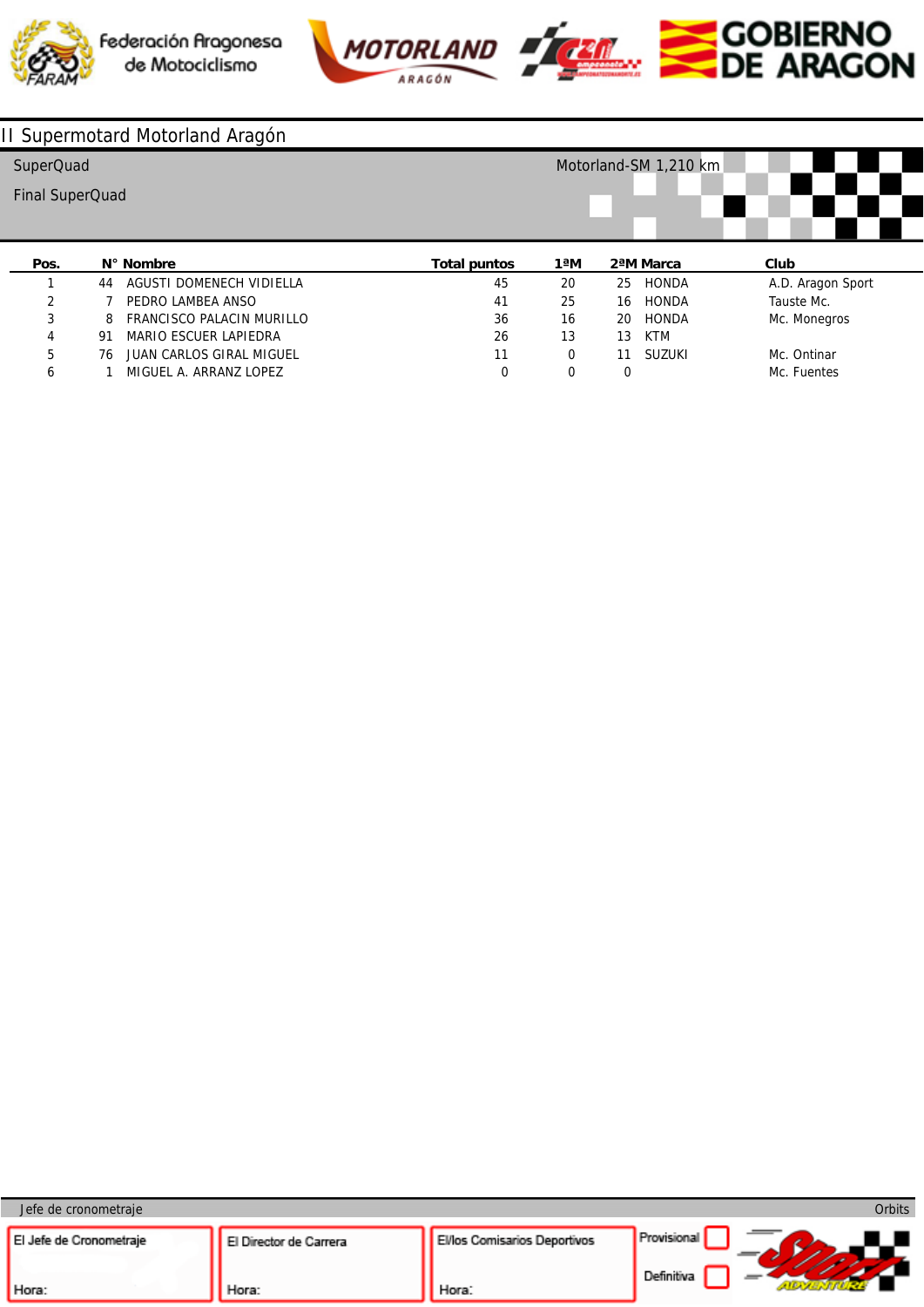# II Supermotard Motorland Aragón

SuperQuad

Final SuperQuad

Motorland-SM 1,210 km

| Pos. | N° | Nombre | Total puntos | 1ªM | 2ªM | Marca | Club |
|---|---|---|---|---|---|---|---|
| 1 | 44 | AGUSTI DOMENECH VIDIELLA | 45 | 20 | 25 | HONDA | A.D. Aragon Sport |
| 2 | 7 | PEDRO LAMBEA ANSO | 41 | 25 | 16 | HONDA | Tauste Mc. |
| 3 | 8 | FRANCISCO PALACIN MURILLO | 36 | 16 | 20 | HONDA | Mc. Monegros |
| 4 | 91 | MARIO ESCUER LAPIEDRA | 26 | 13 | 13 | KTM | |
| 5 | 76 | JUAN CARLOS GIRAL MIGUEL | 11 | 0 | 11 | SUZUKI | Mc. Ontinar |
| 6 | 1 | MIGUEL A. ARRANZ LOPEZ | 0 | 0 | 0 | | Mc. Fuentes |

Jefe de cronometraje — Orbits

El Jefe de Cronometraje
Hora:

El Director de Carrera
Hora:

El/los Comisarios Deportivos
Hora:

Provisional
Definitiva